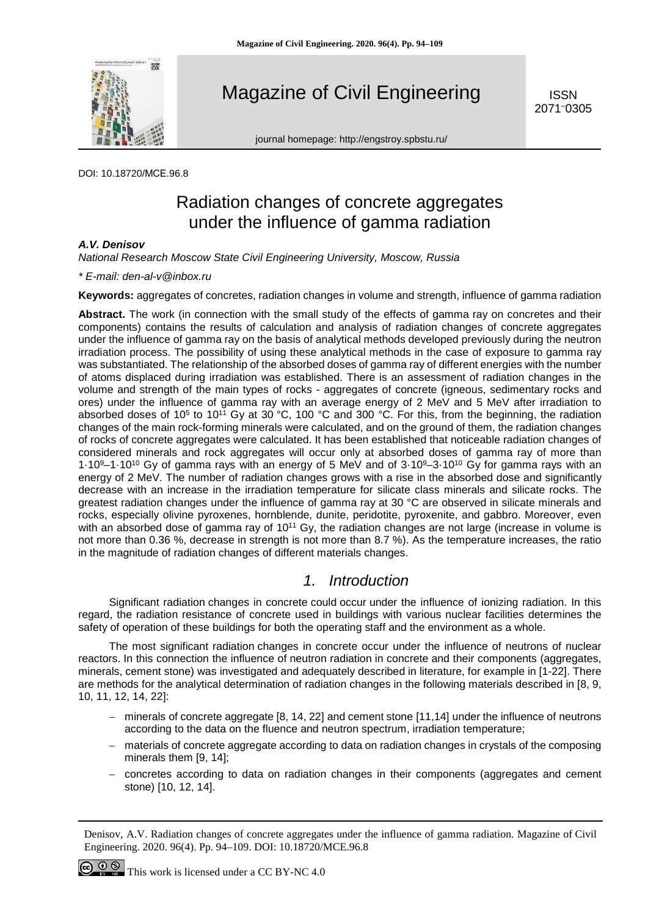Magazine of Civil Engineering

ISSN 2071-0305

journal homepage: http://engstroy.spbstu.ru/

DOI: 10.18720/MCE.96.8

# Radiation changes of concrete aggregates under the influence of gamma radiation

***A.V. Denisov***

*National Research Moscow State Civil Engineering University, Moscow, Russia*

*\* E-mail: den-al-v@inbox.ru*

**Keywords:** aggregates of concretes, radiation changes in volume and strength, influence of gamma radiation

**Abstract.** The work (in connection with the small study of the effects of gamma ray on concretes and their components) contains the results of calculation and analysis of radiation changes of concrete aggregates under the influence of gamma ray on the basis of analytical methods developed previously during the neutron irradiation process. The possibility of using these analytical methods in the case of exposure to gamma ray was substantiated. The relationship of the absorbed doses of gamma ray of different energies with the number of atoms displaced during irradiation was established. There is an assessment of radiation changes in the volume and strength of the main types of rocks - aggregates of concrete (igneous, sedimentary rocks and ores) under the influence of gamma ray with an average energy of 2 MeV and 5 MeV after irradiation to absorbed doses of $10^5$ to $10^{11}$ Gy at 30 °C, 100 °C and 300 °C. For this, from the beginning, the radiation changes of the main rock-forming minerals were calculated, and on the ground of them, the radiation changes of rocks of concrete aggregates were calculated. It has been established that noticeable radiation changes of considered minerals and rock aggregates will occur only at absorbed doses of gamma ray of more than $1 \cdot 10^9$–$1 \cdot 10^{10}$ Gy of gamma rays with an energy of 5 MeV and of $3 \cdot 10^9$–$3 \cdot 10^{10}$ Gy for gamma rays with an energy of 2 MeV. The number of radiation changes grows with a rise in the absorbed dose and significantly decrease with an increase in the irradiation temperature for silicate class minerals and silicate rocks. The greatest radiation changes under the influence of gamma ray at 30 °C are observed in silicate minerals and rocks, especially olivine pyroxenes, hornblende, dunite, peridotite, pyroxenite, and gabbro. Moreover, even with an absorbed dose of gamma ray of $10^{11}$ Gy, the radiation changes are not large (increase in volume is not more than 0.36 %, decrease in strength is not more than 8.7 %). As the temperature increases, the ratio in the magnitude of radiation changes of different materials changes.

## 1. Introduction

Significant radiation changes in concrete could occur under the influence of ionizing radiation. In this regard, the radiation resistance of concrete used in buildings with various nuclear facilities determines the safety of operation of these buildings for both the operating staff and the environment as a whole.

The most significant radiation changes in concrete occur under the influence of neutrons of nuclear reactors. In this connection the influence of neutron radiation in concrete and their components (aggregates, minerals, cement stone) was investigated and adequately described in literature, for example in [1-22]. There are methods for the analytical determination of radiation changes in the following materials described in [8, 9, 10, 11, 12, 14, 22]:

- minerals of concrete aggregate [8, 14, 22] and cement stone [11,14] under the influence of neutrons according to the data on the fluence and neutron spectrum, irradiation temperature;
- materials of concrete aggregate according to data on radiation changes in crystals of the composing minerals them [9, 14];
- concretes according to data on radiation changes in their components (aggregates and cement stone) [10, 12, 14].

Denisov, A.V. Radiation changes of concrete aggregates under the influence of gamma radiation. Magazine of Civil Engineering. 2020. 96(4). Pp. 94–109. DOI: 10.18720/MCE.96.8

This work is licensed under a CC BY-NC 4.0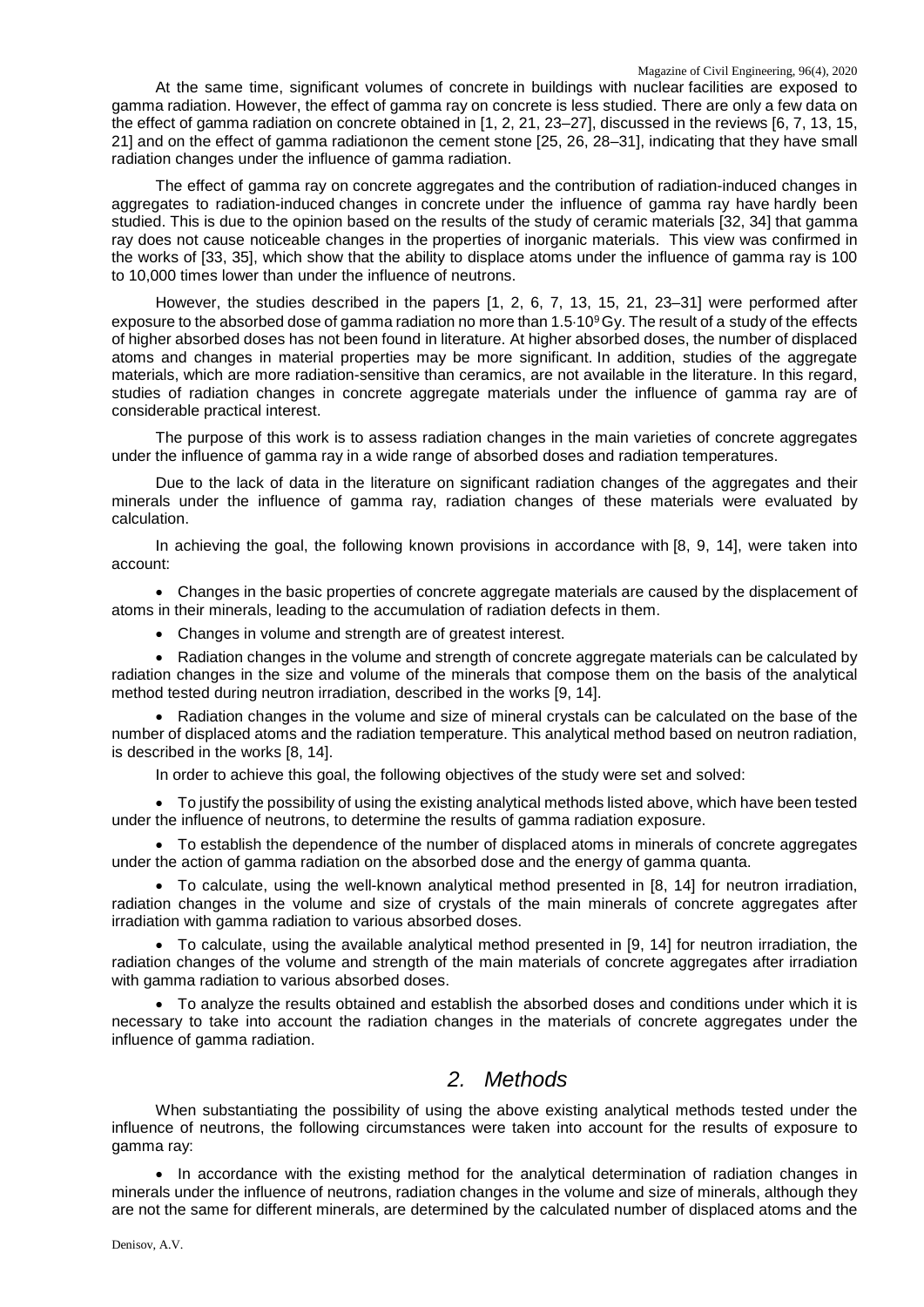At the same time, significant volumes of concrete in buildings with nuclear facilities are exposed to gamma radiation. However, the effect of gamma ray on concrete is less studied. There are only a few data on the effect of gamma radiation on concrete obtained in [1, 2, 21, 23–27], discussed in the reviews [6, 7, 13, 15, 21] and on the effect of gamma radiationon the cement stone [25, 26, 28–31], indicating that they have small radiation changes under the influence of gamma radiation.

The effect of gamma ray on concrete aggregates and the contribution of radiation-induced changes in aggregates to radiation-induced changes in concrete under the influence of gamma ray have hardly been studied. This is due to the opinion based on the results of the study of ceramic materials [32, 34] that gamma ray does not cause noticeable changes in the properties of inorganic materials. This view was confirmed in the works of [33, 35], which show that the ability to displace atoms under the influence of gamma ray is 100 to 10,000 times lower than under the influence of neutrons.

However, the studies described in the papers [1, 2, 6, 7, 13, 15, 21, 23–31] were performed after exposure to the absorbed dose of gamma radiation no more than $1.5{\cdot}10^9$ Gy. The result of a study of the effects of higher absorbed doses has not been found in literature. At higher absorbed doses, the number of displaced atoms and changes in material properties may be more significant. In addition, studies of the aggregate materials, which are more radiation-sensitive than ceramics, are not available in the literature. In this regard, studies of radiation changes in concrete aggregate materials under the influence of gamma ray are of considerable practical interest.

The purpose of this work is to assess radiation changes in the main varieties of concrete aggregates under the influence of gamma ray in a wide range of absorbed doses and radiation temperatures.

Due to the lack of data in the literature on significant radiation changes of the aggregates and their minerals under the influence of gamma ray, radiation changes of these materials were evaluated by calculation.

In achieving the goal, the following known provisions in accordance with [8, 9, 14], were taken into account:

- Changes in the basic properties of concrete aggregate materials are caused by the displacement of atoms in their minerals, leading to the accumulation of radiation defects in them.
- Changes in volume and strength are of greatest interest.
- Radiation changes in the volume and strength of concrete aggregate materials can be calculated by radiation changes in the size and volume of the minerals that compose them on the basis of the analytical method tested during neutron irradiation, described in the works [9, 14].
- Radiation changes in the volume and size of mineral crystals can be calculated on the base of the number of displaced atoms and the radiation temperature. This analytical method based on neutron radiation, is described in the works [8, 14].

In order to achieve this goal, the following objectives of the study were set and solved:

- To justify the possibility of using the existing analytical methods listed above, which have been tested under the influence of neutrons, to determine the results of gamma radiation exposure.
- To establish the dependence of the number of displaced atoms in minerals of concrete aggregates under the action of gamma radiation on the absorbed dose and the energy of gamma quanta.
- To calculate, using the well-known analytical method presented in [8, 14] for neutron irradiation, radiation changes in the volume and size of crystals of the main minerals of concrete aggregates after irradiation with gamma radiation to various absorbed doses.
- To calculate, using the available analytical method presented in [9, 14] for neutron irradiation, the radiation changes of the volume and strength of the main materials of concrete aggregates after irradiation with gamma radiation to various absorbed doses.
- To analyze the results obtained and establish the absorbed doses and conditions under which it is necessary to take into account the radiation changes in the materials of concrete aggregates under the influence of gamma radiation.

## 2. Methods

When substantiating the possibility of using the above existing analytical methods tested under the influence of neutrons, the following circumstances were taken into account for the results of exposure to gamma ray:

- In accordance with the existing method for the analytical determination of radiation changes in minerals under the influence of neutrons, radiation changes in the volume and size of minerals, although they are not the same for different minerals, are determined by the calculated number of displaced atoms and the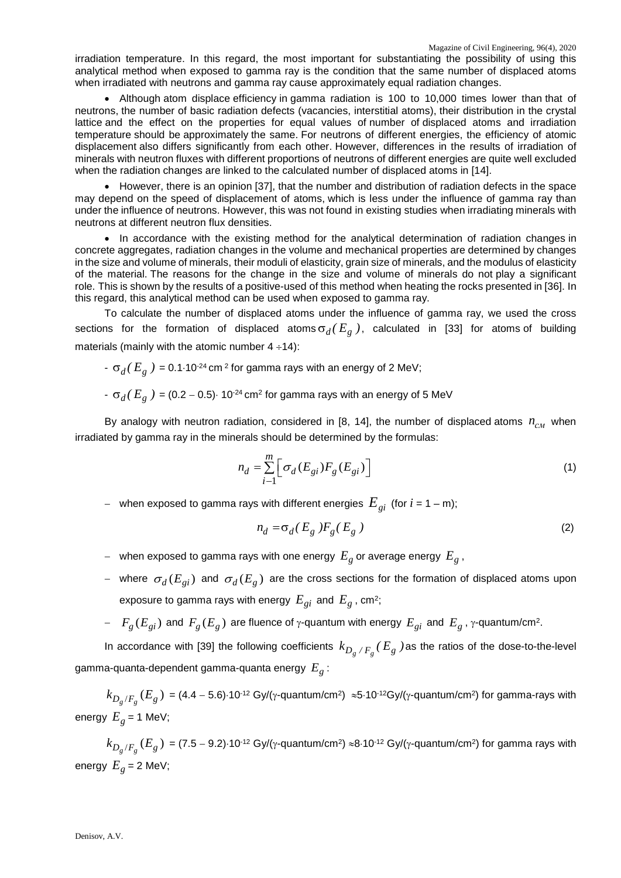irradiation temperature. In this regard, the most important for substantiating the possibility of using this analytical method when exposed to gamma ray is the condition that the same number of displaced atoms when irradiated with neutrons and gamma ray cause approximately equal radiation changes.

- Although atom displace efficiency in gamma radiation is 100 to 10,000 times lower than that of neutrons, the number of basic radiation defects (vacancies, interstitial atoms), their distribution in the crystal lattice and the effect on the properties for equal values of number of displaced atoms and irradiation temperature should be approximately the same. For neutrons of different energies, the efficiency of atomic displacement also differs significantly from each other. However, differences in the results of irradiation of minerals with neutron fluxes with different proportions of neutrons of different energies are quite well excluded when the radiation changes are linked to the calculated number of displaced atoms in [14].

- However, there is an opinion [37], that the number and distribution of radiation defects in the space may depend on the speed of displacement of atoms, which is less under the influence of gamma ray than under the influence of neutrons. However, this was not found in existing studies when irradiating minerals with neutrons at different neutron flux densities.

- In accordance with the existing method for the analytical determination of radiation changes in concrete aggregates, radiation changes in the volume and mechanical properties are determined by changes in the size and volume of minerals, their moduli of elasticity, grain size of minerals, and the modulus of elasticity of the material. The reasons for the change in the size and volume of minerals do not play a significant role. This is shown by the results of a positive-used of this method when heating the rocks presented in [36]. In this regard, this analytical method can be used when exposed to gamma ray.

To calculate the number of displaced atoms under the influence of gamma ray, we used the cross sections for the formation of displaced atoms $\sigma_d(E_g)$, calculated in [33] for atoms of building materials (mainly with the atomic number $4 \div 14$):

- $\sigma_d(E_g)$ = $0.1 \cdot 10^{-24}$ cm$^2$ for gamma rays with an energy of 2 MeV;

- $\sigma_d(E_g)$ = $(0.2 - 0.5) \cdot 10^{-24}$ cm$^2$ for gamma rays with an energy of 5 MeV

By analogy with neutron radiation, considered in [8, 14], the number of displaced atoms $n_{cM}$ when irradiated by gamma ray in the minerals should be determined by the formulas:

$$n_d = \sum_{i-1}^{m} \left[ \sigma_d(E_{gi}) F_g(E_{gi}) \right] \tag{1}$$

- when exposed to gamma rays with different energies $E_{gi}$ (for $i$ = 1 – m);

$$n_d = \sigma_d(E_g) F_g(E_g) \tag{2}$$

- when exposed to gamma rays with one energy $E_g$ or average energy $E_g$,
- where $\sigma_d(E_{gi})$ and $\sigma_d(E_g)$ are the cross sections for the formation of displaced atoms upon exposure to gamma rays with energy $E_{gi}$ and $E_g$, cm$^2$;
- $F_g(E_{gi})$ and $F_g(E_g)$ are fluence of $\gamma$-quantum with energy $E_{gi}$ and $E_g$, $\gamma$-quantum/cm$^2$.

In accordance with [39] the following coefficients $k_{D_g/F_g}(E_g)$ as the ratios of the dose-to-the-level gamma-quanta-dependent gamma-quanta energy $E_g$:

$k_{D_g/F_g}(E_g)$ = $(4.4 - 5.6) \cdot 10^{-12}$ Gy/($\gamma$-quantum/cm$^2$) $\approx 5 \cdot 10^{-12}$ Gy/($\gamma$-quantum/cm$^2$) for gamma-rays with energy $E_g$ = 1 MeV;

$k_{D_g/F_g}(E_g)$ = $(7.5 - 9.2) \cdot 10^{-12}$ Gy/($\gamma$-quantum/cm$^2$) $\approx 8 \cdot 10^{-12}$ Gy/($\gamma$-quantum/cm$^2$) for gamma rays with energy $E_g$ = 2 MeV;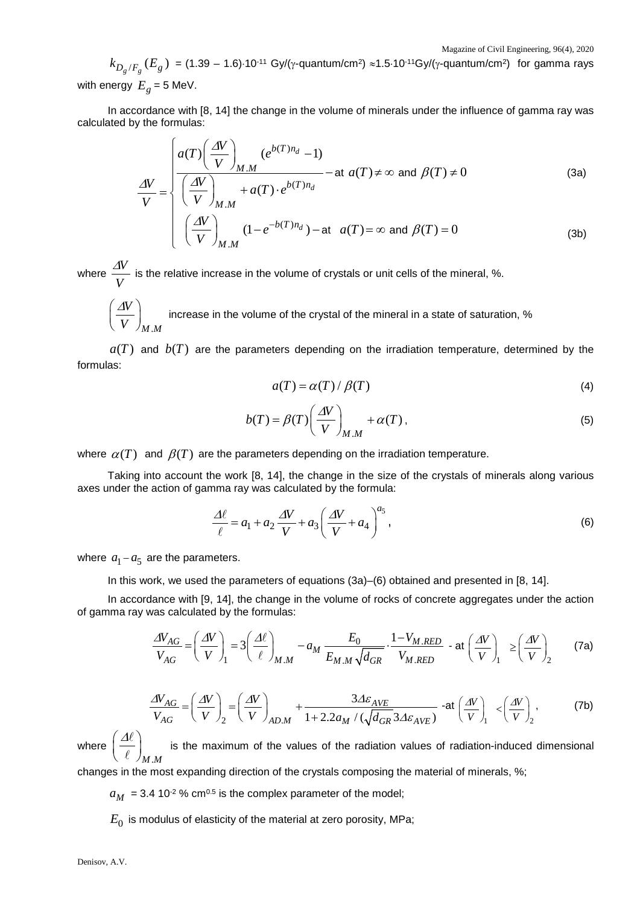$k_{D_g/F_g}(E_g)$ = (1.39 – 1.6)·10[-11] Gy/(γ-quantum/cm[2]) ≈1.5·10[-11]Gy/(γ-quantum/cm[2]) for gamma rays with energy $E_g$ = 5 MeV.

In accordance with [8, 14] the change in the volume of minerals under the influence of gamma ray was calculated by the formulas:

$$\frac{\Delta V}{V}=\begin{cases}\dfrac{a(T)\left(\dfrac{\Delta V}{V}\right)_{M.M}\left(e^{b(T)n_d}-1\right)}{\left(\dfrac{\Delta V}{V}\right)_{M.M}+a(T)\cdot e^{b(T)n_d}}-\text{at } a(T)\neq\infty \text{ and } \beta(T)\neq 0 & \text{(3a)}\\[2ex] \left(\dfrac{\Delta V}{V}\right)_{M.M}\left(1-e^{-b(T)n_d}\right)-\text{at } a(T)=\infty \text{ and } \beta(T)=0 & \text{(3b)}\end{cases}$$

where $\frac{\Delta V}{V}$ is the relative increase in the volume of crystals or unit cells of the mineral, %.

$\left(\frac{\Delta V}{V}\right)_{M.M}$ increase in the volume of the crystal of the mineral in a state of saturation, %

$a(T)$ and $b(T)$ are the parameters depending on the irradiation temperature, determined by the formulas:

$$a(T)=\alpha(T)/\beta(T) \tag{4}$$

$$b(T)=\beta(T)\left(\frac{\Delta V}{V}\right)_{M.M}+\alpha(T), \tag{5}$$

where $\alpha(T)$ and $\beta(T)$ are the parameters depending on the irradiation temperature.

Taking into account the work [8, 14], the change in the size of the crystals of minerals along various axes under the action of gamma ray was calculated by the formula:

$$\frac{\Delta\ell}{\ell}=a_1+a_2\frac{\Delta V}{V}+a_3\left(\frac{\Delta V}{V}+a_4\right)^{a_5}, \tag{6}$$

where $a_1-a_5$ are the parameters.

In this work, we used the parameters of equations (3a)–(6) obtained and presented in [8, 14].

In accordance with [9, 14], the change in the volume of rocks of concrete aggregates under the action of gamma ray was calculated by the formulas:

$$\frac{\Delta V_{AG}}{V_{AG}}=\left(\frac{\Delta V}{V}\right)_1=3\left(\frac{\Delta\ell}{\ell}\right)_{M.M}-a_M\frac{E_0}{E_{M.M}\sqrt{d_{GR}}}\cdot\frac{1-V_{M.RED}}{V_{M.RED}}\ \text{- at}\ \left(\frac{\Delta V}{V}\right)_1\geq\left(\frac{\Delta V}{V}\right)_2 \tag{7a}$$

$$\frac{\Delta V_{AG}}{V_{AG}}=\left(\frac{\Delta V}{V}\right)_2=\left(\frac{\Delta V}{V}\right)_{AD.M}+\frac{3\Delta\varepsilon_{AVE}}{1+2.2a_M/(\sqrt{d_{GR}}\,3\Delta\varepsilon_{AVE})}\ \text{-at}\ \left(\frac{\Delta V}{V}\right)_1<\left(\frac{\Delta V}{V}\right)_2, \tag{7b}$$

where $\left(\frac{\Delta\ell}{\ell}\right)_{M.M}$ is the maximum of the values of the radiation values of radiation-induced dimensional changes in the most expanding direction of the crystals composing the material of minerals, %;

$a_M$ = 3.4 10[-2] % cm[0.5] is the complex parameter of the model;

$E_0$ is modulus of elasticity of the material at zero porosity, MPa;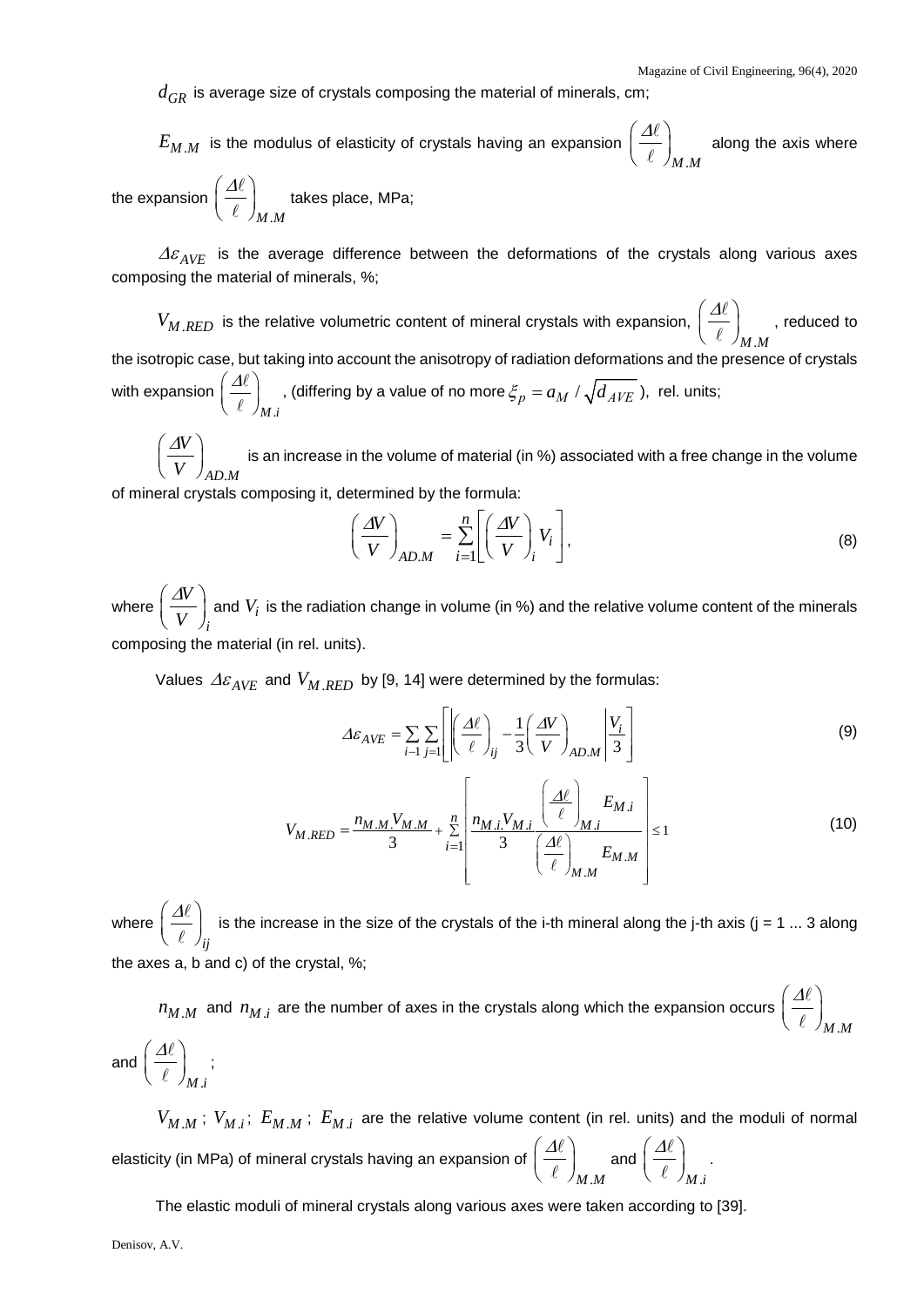$d_{GR}$ is average size of crystals composing the material of minerals, cm;

$E_{M.M}$ is the modulus of elasticity of crystals having an expansion $\left(\frac{\Delta\ell}{\ell}\right)_{M.M}$ along the axis where the expansion $\left(\frac{\Delta\ell}{\ell}\right)_{M.M}$ takes place, MPa;

$\Delta\varepsilon_{AVE}$ is the average difference between the deformations of the crystals along various axes composing the material of minerals, %;

$V_{M.RED}$ is the relative volumetric content of mineral crystals with expansion, $\left(\frac{\Delta\ell}{\ell}\right)_{M.M}$, reduced to the isotropic case, but taking into account the anisotropy of radiation deformations and the presence of crystals with expansion $\left(\frac{\Delta\ell}{\ell}\right)_{M.i}$, (differing by a value of no more $\xi_p = a_M / \sqrt{d_{AVE}}$ ), rel. units;

$\left(\frac{\Delta V}{V}\right)_{AD.M}$ is an increase in the volume of material (in %) associated with a free change in the volume of mineral crystals composing it, determined by the formula:

$$\left(\frac{\Delta V}{V}\right)_{AD.M} = \sum_{i=1}^{n}\left[\left(\frac{\Delta V}{V}\right)_i V_i\right], \tag{8}$$

where $\left(\frac{\Delta V}{V}\right)_i$ and $V_i$ is the radiation change in volume (in %) and the relative volume content of the minerals composing the material (in rel. units).

Values $\Delta\varepsilon_{AVE}$ and $V_{M.RED}$ by [9, 14] were determined by the formulas:

$$\Delta\varepsilon_{AVE} = \sum_{i-1}\sum_{j=1}\left[\left|\left(\frac{\Delta\ell}{\ell}\right)_{ij} - \frac{1}{3}\left(\frac{\Delta V}{V}\right)_{AD.M}\right|\frac{V_i}{3}\right] \tag{9}$$

$$V_{M.RED} = \frac{n_{M.M.}V_{M.M}}{3} + \sum_{i=1}^{n}\left[\frac{n_{M.i}V_{M.i}}{3}\frac{\left(\frac{\Delta\ell}{\ell}\right)_{M.i} E_{M.i}}{\left(\frac{\Delta\ell}{\ell}\right)_{M.M} E_{M.M}}\right] \le 1 \tag{10}$$

where $\left(\frac{\Delta\ell}{\ell}\right)_{ij}$ is the increase in the size of the crystals of the i-th mineral along the j-th axis (j = 1 ... 3 along the axes a, b and c) of the crystal, %;

$n_{M.M}$ and $n_{M.i}$ are the number of axes in the crystals along which the expansion occurs $\left(\frac{\Delta\ell}{\ell}\right)_{M.M}$ and $\left(\frac{\Delta\ell}{\ell}\right)_{M.i}$;

$V_{M.M}$; $V_{M.i}$; $E_{M.M}$; $E_{M.i}$ are the relative volume content (in rel. units) and the moduli of normal elasticity (in MPa) of mineral crystals having an expansion of $\left(\frac{\Delta\ell}{\ell}\right)_{M.M}$ and $\left(\frac{\Delta\ell}{\ell}\right)_{M.i}$.

The elastic moduli of mineral crystals along various axes were taken according to [39].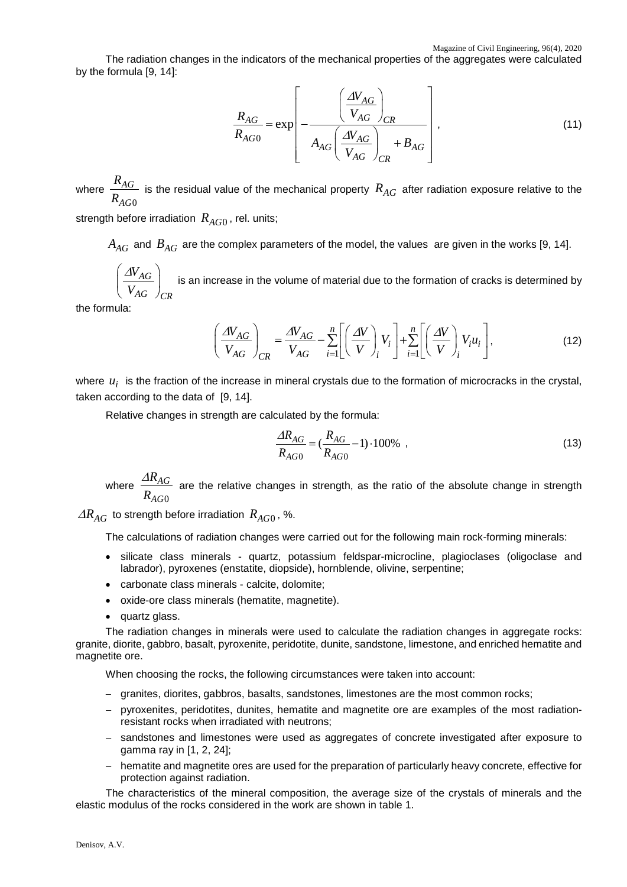The radiation changes in the indicators of the mechanical properties of the aggregates were calculated by the formula [9, 14]:

$$\frac{R_{AG}}{R_{AG0}} = \exp\left[ -\frac{\left(\dfrac{\Delta V_{AG}}{V_{AG}}\right)_{CR}}{A_{AG}\left(\dfrac{\Delta V_{AG}}{V_{AG}}\right)_{CR} + B_{AG}} \right], \tag{11}$$

where $\frac{R_{AG}}{R_{AG0}}$ is the residual value of the mechanical property $R_{AG}$ after radiation exposure relative to the strength before irradiation $R_{AG0}$, rel. units;

$A_{AG}$ and $B_{AG}$ are the complex parameters of the model, the values are given in the works [9, 14].

$\left(\frac{\Delta V_{AG}}{V_{AG}}\right)_{CR}$ is an increase in the volume of material due to the formation of cracks is determined by the formula:

$$\left(\frac{\Delta V_{AG}}{V_{AG}}\right)_{CR} = \frac{\Delta V_{AG}}{V_{AG}} - \sum_{i=1}^{n}\left[\left(\frac{\Delta V}{V}\right)_i V_i\right] + \sum_{i=1}^{n}\left[\left(\frac{\Delta V}{V}\right)_i V_i u_i\right], \tag{12}$$

where $u_i$ is the fraction of the increase in mineral crystals due to the formation of microcracks in the crystal, taken according to the data of [9, 14].

Relative changes in strength are calculated by the formula:

$$\frac{\Delta R_{AG}}{R_{AG0}} = \left(\frac{R_{AG}}{R_{AG0}} - 1\right) \cdot 100\% , \tag{13}$$

where $\frac{\Delta R_{AG}}{R_{AG0}}$ are the relative changes in strength, as the ratio of the absolute change in strength $\Delta R_{AG}$ to strength before irradiation $R_{AG0}$, %.

The calculations of radiation changes were carried out for the following main rock-forming minerals:

- silicate class minerals - quartz, potassium feldspar-microcline, plagioclases (oligoclase and labrador), pyroxenes (enstatite, diopside), hornblende, olivine, serpentine;
- carbonate class minerals - calcite, dolomite;
- oxide-ore class minerals (hematite, magnetite).
- quartz glass.

The radiation changes in minerals were used to calculate the radiation changes in aggregate rocks: granite, diorite, gabbro, basalt, pyroxenite, peridotite, dunite, sandstone, limestone, and enriched hematite and magnetite ore.

When choosing the rocks, the following circumstances were taken into account:

- granites, diorites, gabbros, basalts, sandstones, limestones are the most common rocks;
- pyroxenites, peridotites, dunites, hematite and magnetite ore are examples of the most radiation-resistant rocks when irradiated with neutrons;
- sandstones and limestones were used as aggregates of concrete investigated after exposure to gamma ray in [1, 2, 24];
- hematite and magnetite ores are used for the preparation of particularly heavy concrete, effective for protection against radiation.

The characteristics of the mineral composition, the average size of the crystals of minerals and the elastic modulus of the rocks considered in the work are shown in table 1.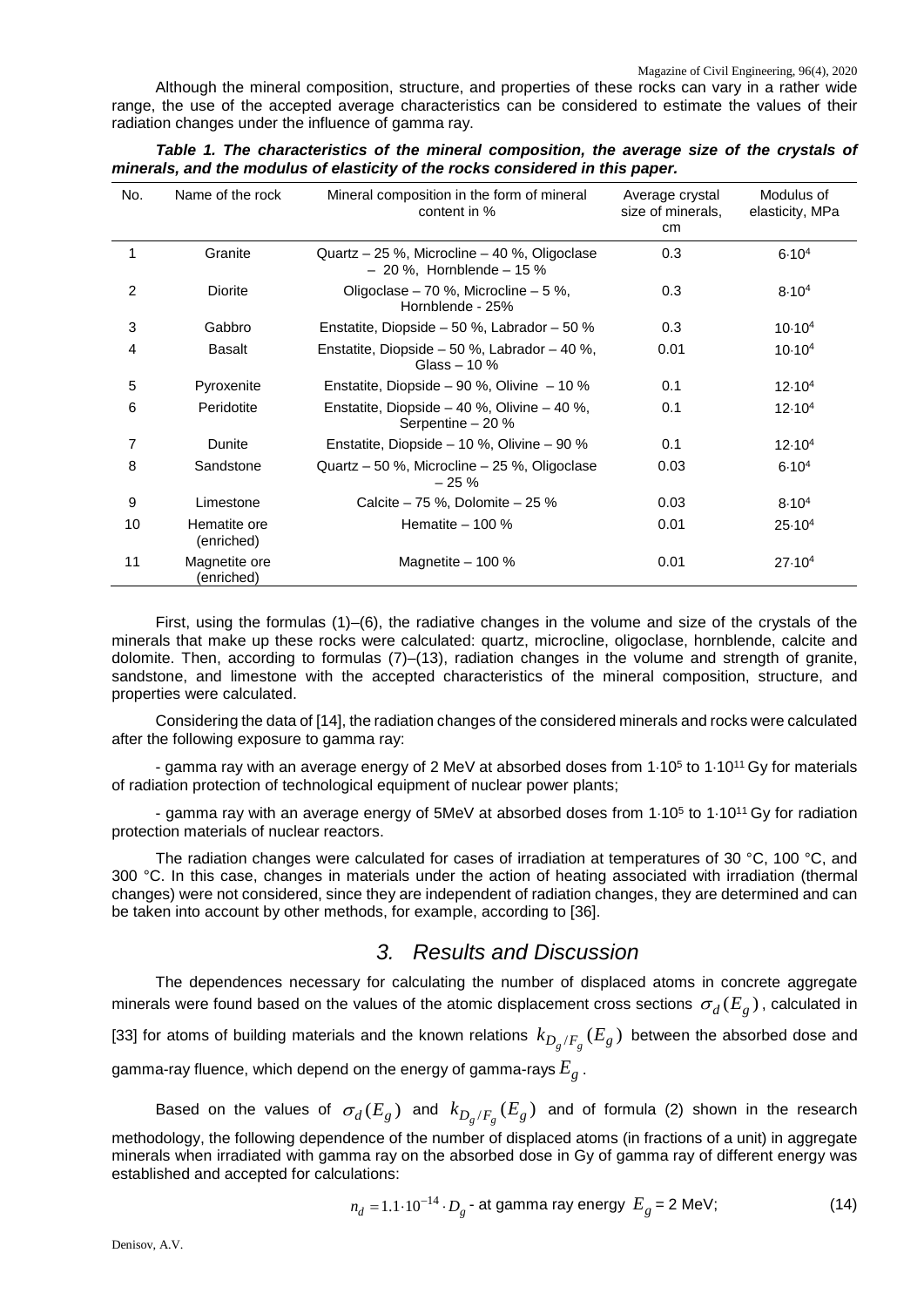Although the mineral composition, structure, and properties of these rocks can vary in a rather wide range, the use of the accepted average characteristics can be considered to estimate the values of their radiation changes under the influence of gamma ray.

***Table 1. The characteristics of the mineral composition, the average size of the crystals of minerals, and the modulus of elasticity of the rocks considered in this paper.***

| No. | Name of the rock | Mineral composition in the form of mineral content in % | Average crystal size of minerals, cm | Modulus of elasticity, MPa |
|---|---|---|---|---|
| 1 | Granite | Quartz – 25 %, Microcline – 40 %, Oligoclase – 20 %, Hornblende – 15 % | 0.3 | $6{\cdot}10^4$ |
| 2 | Diorite | Oligoclase – 70 %, Microcline – 5 %, Hornblende - 25% | 0.3 | $8{\cdot}10^4$ |
| 3 | Gabbro | Enstatite, Diopside – 50 %, Labrador – 50 % | 0.3 | $10{\cdot}10^4$ |
| 4 | Basalt | Enstatite, Diopside – 50 %, Labrador – 40 %, Glass – 10 % | 0.01 | $10{\cdot}10^4$ |
| 5 | Pyroxenite | Enstatite, Diopside – 90 %, Olivine – 10 % | 0.1 | $12{\cdot}10^4$ |
| 6 | Peridotite | Enstatite, Diopside – 40 %, Olivine – 40 %, Serpentine – 20 % | 0.1 | $12{\cdot}10^4$ |
| 7 | Dunite | Enstatite, Diopside – 10 %, Olivine – 90 % | 0.1 | $12{\cdot}10^4$ |
| 8 | Sandstone | Quartz – 50 %, Microcline – 25 %, Oligoclase – 25 % | 0.03 | $6{\cdot}10^4$ |
| 9 | Limestone | Calcite – 75 %, Dolomite – 25 % | 0.03 | $8{\cdot}10^4$ |
| 10 | Hematite ore (enriched) | Hematite – 100 % | 0.01 | $25{\cdot}10^4$ |
| 11 | Magnetite ore (enriched) | Magnetite – 100 % | 0.01 | $27{\cdot}10^4$ |

First, using the formulas (1)–(6), the radiative changes in the volume and size of the crystals of the minerals that make up these rocks were calculated: quartz, microcline, oligoclase, hornblende, calcite and dolomite. Then, according to formulas (7)–(13), radiation changes in the volume and strength of granite, sandstone, and limestone with the accepted characteristics of the mineral composition, structure, and properties were calculated.

Considering the data of [14], the radiation changes of the considered minerals and rocks were calculated after the following exposure to gamma ray:

- gamma ray with an average energy of 2 MeV at absorbed doses from $1{\cdot}10^5$ to $1{\cdot}10^{11}$ Gy for materials of radiation protection of technological equipment of nuclear power plants;

- gamma ray with an average energy of 5MeV at absorbed doses from $1{\cdot}10^5$ to $1{\cdot}10^{11}$ Gy for radiation protection materials of nuclear reactors.

The radiation changes were calculated for cases of irradiation at temperatures of 30 °C, 100 °C, and 300 °C. In this case, changes in materials under the action of heating associated with irradiation (thermal changes) were not considered, since they are independent of radiation changes, they are determined and can be taken into account by other methods, for example, according to [36].

## 3. Results and Discussion

The dependences necessary for calculating the number of displaced atoms in concrete aggregate minerals were found based on the values of the atomic displacement cross sections $\sigma_d(E_g)$, calculated in [33] for atoms of building materials and the known relations $k_{D_g/F_g}(E_g)$ between the absorbed dose and gamma-ray fluence, which depend on the energy of gamma-rays $E_g$.

Based on the values of $\sigma_d(E_g)$ and $k_{D_g/F_g}(E_g)$ and of formula (2) shown in the research methodology, the following dependence of the number of displaced atoms (in fractions of a unit) in aggregate minerals when irradiated with gamma ray on the absorbed dose in Gy of gamma ray of different energy was established and accepted for calculations:

$$n_d = 1.1 \cdot 10^{-14} \cdot D_g \text{ - at gamma ray energy } E_g = 2 \text{ MeV;} \tag{14}$$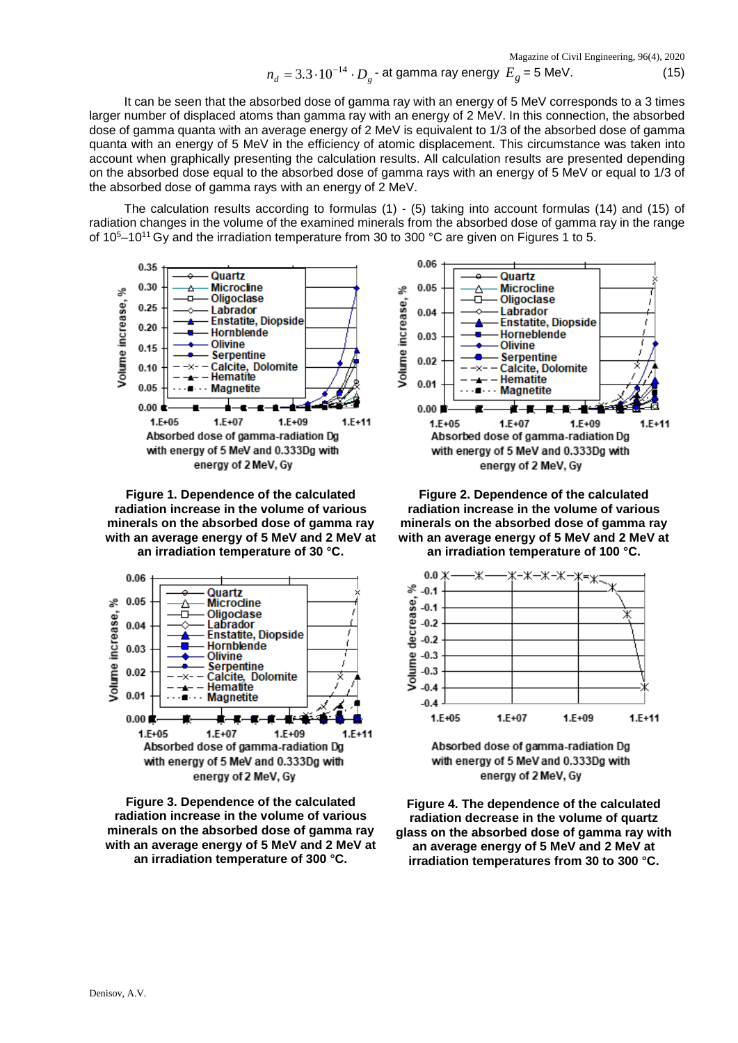$$n_d = 3.3 \cdot 10^{-14} \cdot D_g \text{ - at gamma ray energy } E_g = 5 \text{ MeV}. \quad (15)$$

It can be seen that the absorbed dose of gamma ray with an energy of 5 MeV corresponds to a 3 times larger number of displaced atoms than gamma ray with an energy of 2 MeV. In this connection, the absorbed dose of gamma quanta with an average energy of 2 MeV is equivalent to 1/3 of the absorbed dose of gamma quanta with an energy of 5 MeV in the efficiency of atomic displacement. This circumstance was taken into account when graphically presenting the calculation results. All calculation results are presented depending on the absorbed dose equal to the absorbed dose of gamma rays with an energy of 5 MeV or equal to 1/3 of the absorbed dose of gamma rays with an energy of 2 MeV.

The calculation results according to formulas (1) - (5) taking into account formulas (14) and (15) of radiation changes in the volume of the examined minerals from the absorbed dose of gamma ray in the range of $10^5$–$10^{11}$ Gy and the irradiation temperature from 30 to 300 °C are given on Figures 1 to 5.

**Figure 1. Dependence of the calculated radiation increase in the volume of various minerals on the absorbed dose of gamma ray with an average energy of 5 MeV and 2 MeV at an irradiation temperature of 30 °C.**

**Figure 2. Dependence of the calculated radiation increase in the volume of various minerals on the absorbed dose of gamma ray with an average energy of 5 MeV and 2 MeV at an irradiation temperature of 100 °C.**

**Figure 3. Dependence of the calculated radiation increase in the volume of various minerals on the absorbed dose of gamma ray with an average energy of 5 MeV and 2 MeV at an irradiation temperature of 300 °C.**

**Figure 4. The dependence of the calculated radiation decrease in the volume of quartz glass on the absorbed dose of gamma ray with an average energy of 5 MeV and 2 MeV at irradiation temperatures from 30 to 300 °C.**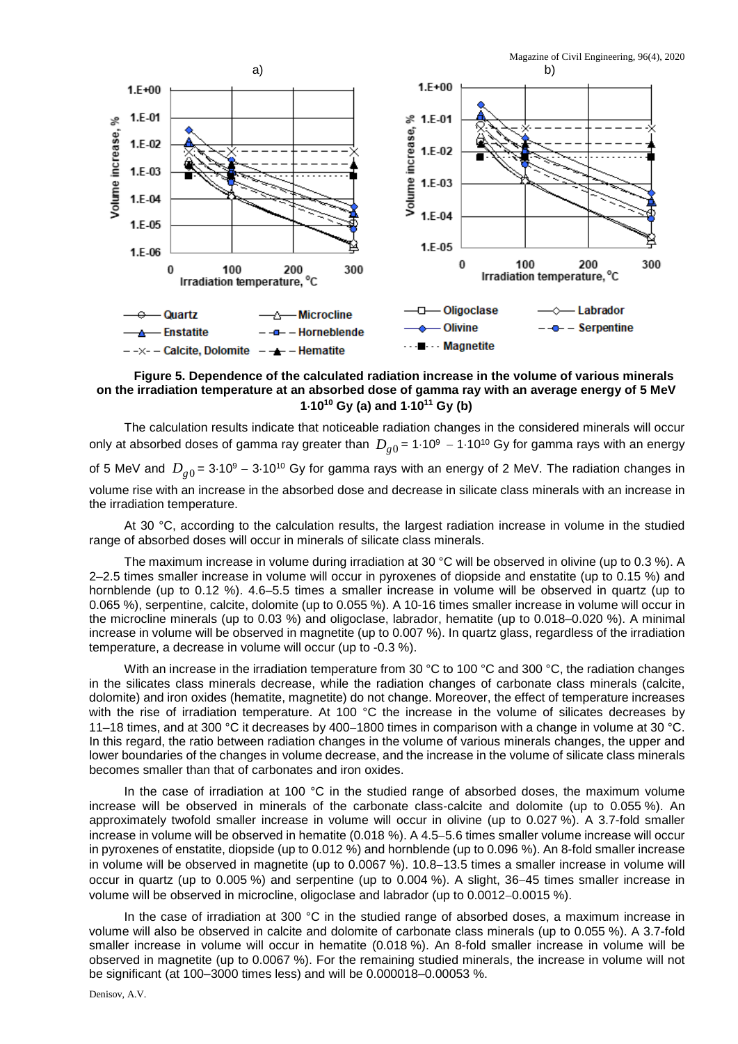**Figure 5. Dependence of the calculated radiation increase in the volume of various minerals on the irradiation temperature at an absorbed dose of gamma ray with an average energy of 5 MeV $1 \cdot 10^{10}$ Gy (a) and $1 \cdot 10^{11}$ Gy (b)**

The calculation results indicate that noticeable radiation changes in the considered minerals will occur only at absorbed doses of gamma ray greater than $D_{g0} = 1 \cdot 10^{9} - 1 \cdot 10^{10}$ Gy for gamma rays with an energy of 5 MeV and $D_{g0} = 3 \cdot 10^{9} - 3 \cdot 10^{10}$ Gy for gamma rays with an energy of 2 MeV. The radiation changes in volume rise with an increase in the absorbed dose and decrease in silicate class minerals with an increase in the irradiation temperature.

At 30 °C, according to the calculation results, the largest radiation increase in volume in the studied range of absorbed doses will occur in minerals of silicate class minerals.

The maximum increase in volume during irradiation at 30 °C will be observed in olivine (up to 0.3 %). A 2–2.5 times smaller increase in volume will occur in pyroxenes of diopside and enstatite (up to 0.15 %) and hornblende (up to 0.12 %). 4.6–5.5 times a smaller increase in volume will be observed in quartz (up to 0.065 %), serpentine, calcite, dolomite (up to 0.055 %). A 10-16 times smaller increase in volume will occur in the microcline minerals (up to 0.03 %) and oligoclase, labrador, hematite (up to 0.018–0.020 %). A minimal increase in volume will be observed in magnetite (up to 0.007 %). In quartz glass, regardless of the irradiation temperature, a decrease in volume will occur (up to -0.3 %).

With an increase in the irradiation temperature from 30 °C to 100 °C and 300 °C, the radiation changes in the silicates class minerals decrease, while the radiation changes of carbonate class minerals (calcite, dolomite) and iron oxides (hematite, magnetite) do not change. Moreover, the effect of temperature increases with the rise of irradiation temperature. At 100 °C the increase in the volume of silicates decreases by 11–18 times, and at 300 °C it decreases by 400–1800 times in comparison with a change in volume at 30 °C. In this regard, the ratio between radiation changes in the volume of various minerals changes, the upper and lower boundaries of the changes in volume decrease, and the increase in the volume of silicate class minerals becomes smaller than that of carbonates and iron oxides.

In the case of irradiation at 100 °C in the studied range of absorbed doses, the maximum volume increase will be observed in minerals of the carbonate class-calcite and dolomite (up to 0.055 %). An approximately twofold smaller increase in volume will occur in olivine (up to 0.027 %). A 3.7-fold smaller increase in volume will be observed in hematite (0.018 %). A 4.5–5.6 times smaller volume increase will occur in pyroxenes of enstatite, diopside (up to 0.012 %) and hornblende (up to 0.096 %). An 8-fold smaller increase in volume will be observed in magnetite (up to 0.0067 %). 10.8–13.5 times a smaller increase in volume will occur in quartz (up to 0.005 %) and serpentine (up to 0.004 %). A slight, 36–45 times smaller increase in volume will be observed in microcline, oligoclase and labrador (up to 0.0012–0.0015 %).

In the case of irradiation at 300 °C in the studied range of absorbed doses, a maximum increase in volume will also be observed in calcite and dolomite of carbonate class minerals (up to 0.055 %). A 3.7-fold smaller increase in volume will occur in hematite (0.018 %). An 8-fold smaller increase in volume will be observed in magnetite (up to 0.0067 %). For the remaining studied minerals, the increase in volume will not be significant (at 100–3000 times less) and will be 0.000018–0.00053 %.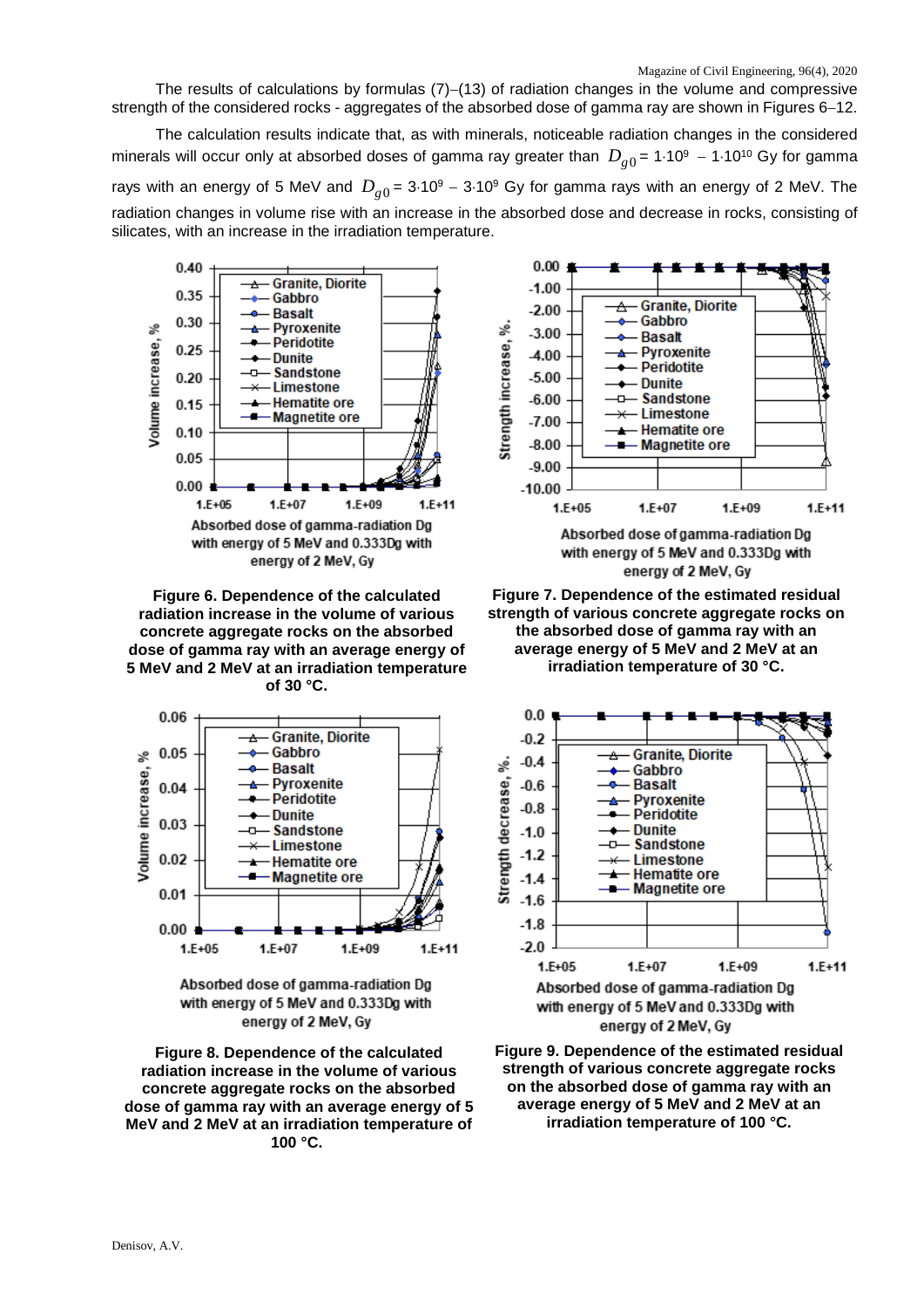The results of calculations by formulas (7)–(13) of radiation changes in the volume and compressive strength of the considered rocks - aggregates of the absorbed dose of gamma ray are shown in Figures 6–12.

The calculation results indicate that, as with minerals, noticeable radiation changes in the considered minerals will occur only at absorbed doses of gamma ray greater than $D_{g0} = 1 \cdot 10^9 - 1 \cdot 10^{10}$ Gy for gamma rays with an energy of 5 MeV and $D_{g0} = 3 \cdot 10^9 - 3 \cdot 10^9$ Gy for gamma rays with an energy of 2 MeV. The radiation changes in volume rise with an increase in the absorbed dose and decrease in rocks, consisting of silicates, with an increase in the irradiation temperature.

**Figure 6. Dependence of the calculated radiation increase in the volume of various concrete aggregate rocks on the absorbed dose of gamma ray with an average energy of 5 MeV and 2 MeV at an irradiation temperature of 30 °C.**

**Figure 7. Dependence of the estimated residual strength of various concrete aggregate rocks on the absorbed dose of gamma ray with an average energy of 5 MeV and 2 MeV at an irradiation temperature of 30 °C.**

**Figure 8. Dependence of the calculated radiation increase in the volume of various concrete aggregate rocks on the absorbed dose of gamma ray with an average energy of 5 MeV and 2 MeV at an irradiation temperature of 100 °C.**

**Figure 9. Dependence of the estimated residual strength of various concrete aggregate rocks on the absorbed dose of gamma ray with an average energy of 5 MeV and 2 MeV at an irradiation temperature of 100 °C.**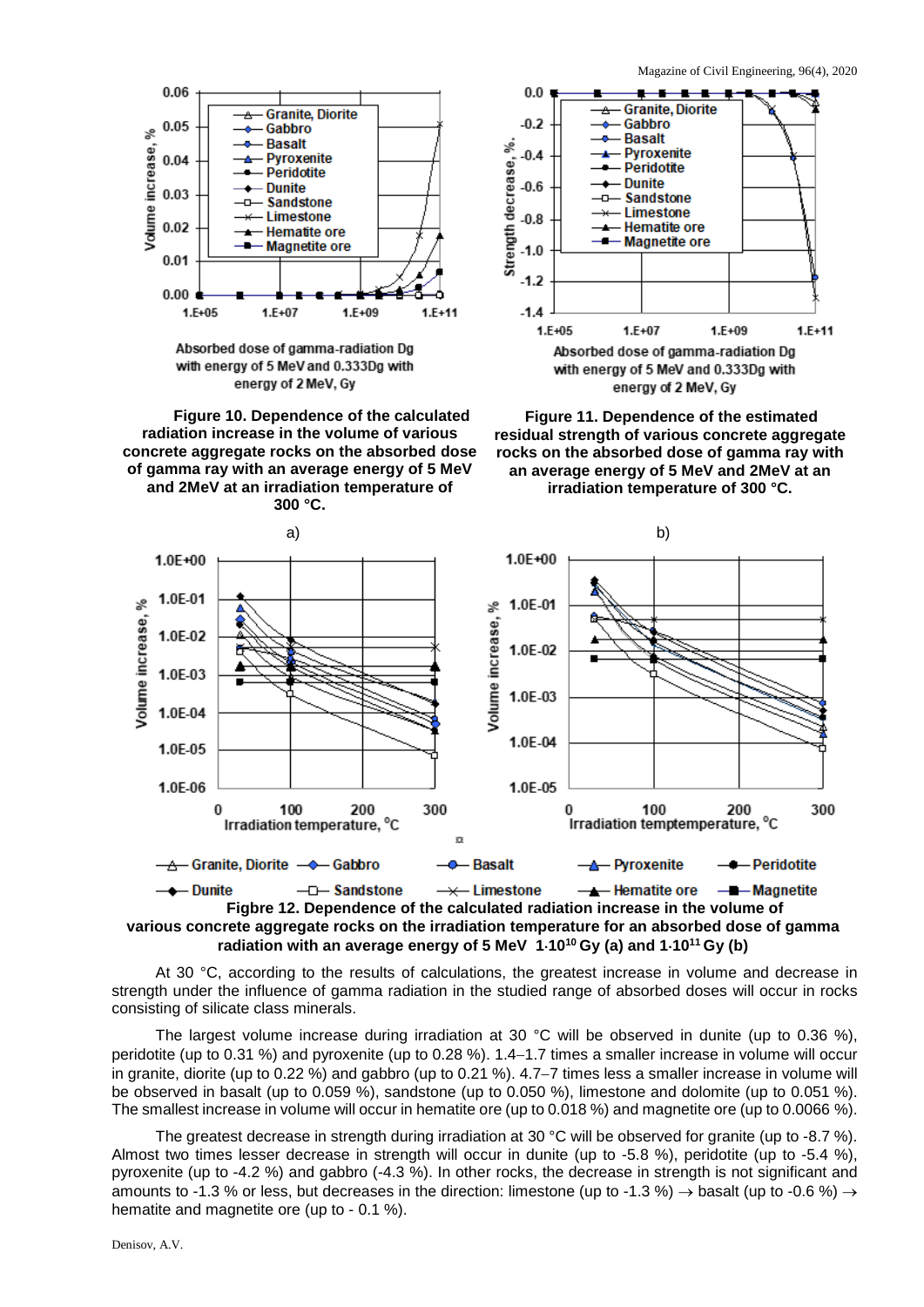**Figure 10. Dependence of the calculated radiation increase in the volume of various concrete aggregate rocks on the absorbed dose of gamma ray with an average energy of 5 MeV and 2MeV at an irradiation temperature of 300 °C.**

**Figure 11. Dependence of the estimated residual strength of various concrete aggregate rocks on the absorbed dose of gamma ray with an average energy of 5 MeV and 2MeV at an irradiation temperature of 300 °C.**

**Figbre 12. Dependence of the calculated radiation increase in the volume of various concrete aggregate rocks on the irradiation temperature for an absorbed dose of gamma radiation with an average energy of 5 MeV $1 \cdot 10^{10}$ Gy (a) and $1 \cdot 10^{11}$ Gy (b)**

At 30 °C, according to the results of calculations, the greatest increase in volume and decrease in strength under the influence of gamma radiation in the studied range of absorbed doses will occur in rocks consisting of silicate class minerals.

The largest volume increase during irradiation at 30 °C will be observed in dunite (up to 0.36 %), peridotite (up to 0.31 %) and pyroxenite (up to 0.28 %). 1.4–1.7 times a smaller increase in volume will occur in granite, diorite (up to 0.22 %) and gabbro (up to 0.21 %). 4.7–7 times less a smaller increase in volume will be observed in basalt (up to 0.059 %), sandstone (up to 0.050 %), limestone and dolomite (up to 0.051 %). The smallest increase in volume will occur in hematite ore (up to 0.018 %) and magnetite ore (up to 0.0066 %).

The greatest decrease in strength during irradiation at 30 °C will be observed for granite (up to -8.7 %). Almost two times lesser decrease in strength will occur in dunite (up to -5.8 %), peridotite (up to -5.4 %), pyroxenite (up to -4.2 %) and gabbro (-4.3 %). In other rocks, the decrease in strength is not significant and amounts to -1.3 % or less, but decreases in the direction: limestone (up to -1.3 %) → basalt (up to -0.6 %) → hematite and magnetite ore (up to - 0.1 %).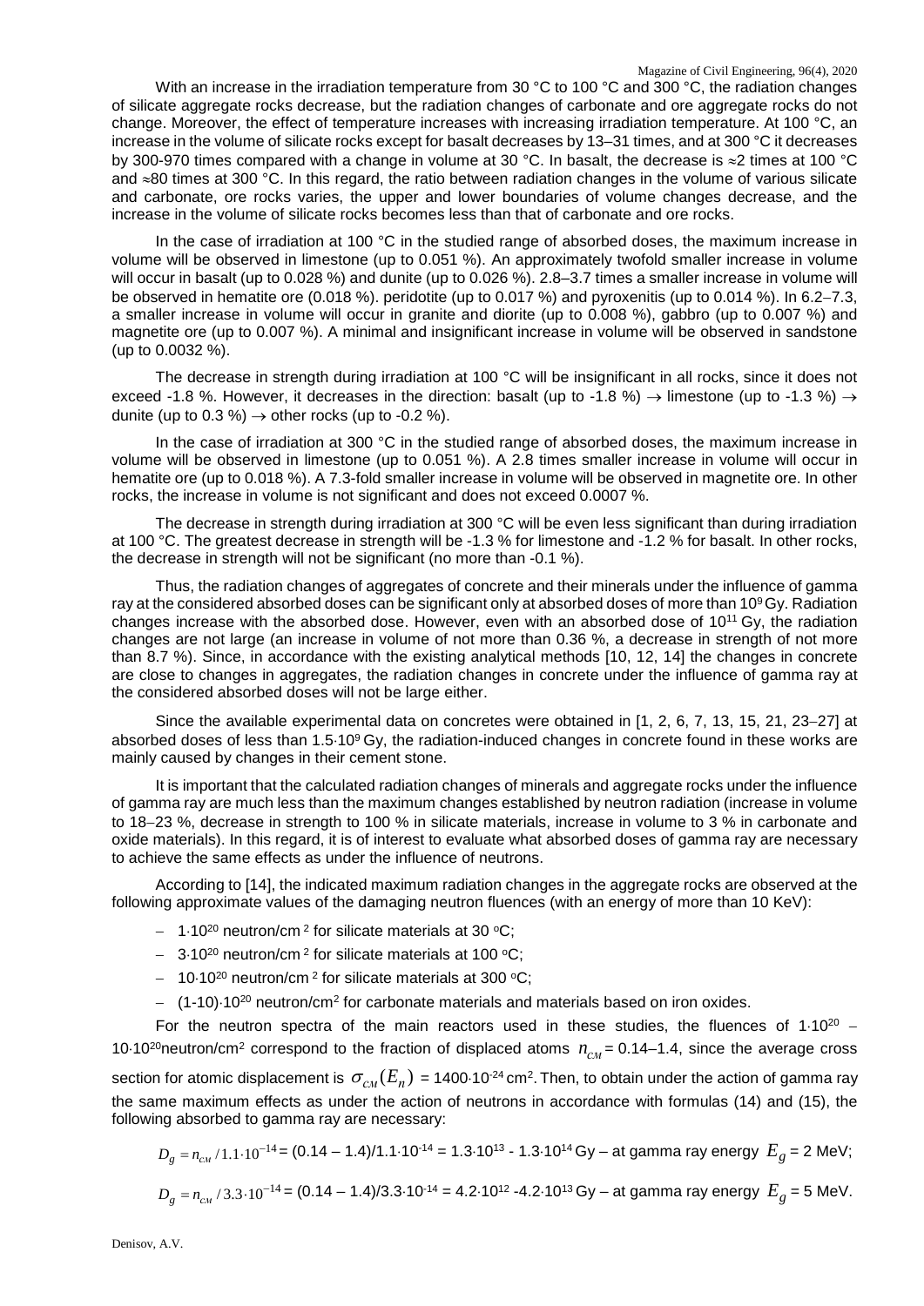With an increase in the irradiation temperature from 30 °C to 100 °C and 300 °C, the radiation changes of silicate aggregate rocks decrease, but the radiation changes of carbonate and ore aggregate rocks do not change. Moreover, the effect of temperature increases with increasing irradiation temperature. At 100 °C, an increase in the volume of silicate rocks except for basalt decreases by 13–31 times, and at 300 °C it decreases by 300-970 times compared with a change in volume at 30 °C. In basalt, the decrease is ≈2 times at 100 °C and ≈80 times at 300 °C. In this regard, the ratio between radiation changes in the volume of various silicate and carbonate, ore rocks varies, the upper and lower boundaries of volume changes decrease, and the increase in the volume of silicate rocks becomes less than that of carbonate and ore rocks.

In the case of irradiation at 100 °C in the studied range of absorbed doses, the maximum increase in volume will be observed in limestone (up to 0.051 %). An approximately twofold smaller increase in volume will occur in basalt (up to 0.028 %) and dunite (up to 0.026 %). 2.8–3.7 times a smaller increase in volume will be observed in hematite ore (0.018 %). peridotite (up to 0.017 %) and pyroxenitis (up to 0.014 %). In 6.2–7.3, a smaller increase in volume will occur in granite and diorite (up to 0.008 %), gabbro (up to 0.007 %) and magnetite ore (up to 0.007 %). A minimal and insignificant increase in volume will be observed in sandstone (up to 0.0032 %).

The decrease in strength during irradiation at 100 °C will be insignificant in all rocks, since it does not exceed -1.8 %. However, it decreases in the direction: basalt (up to -1.8 %) → limestone (up to -1.3 %) → dunite (up to 0.3 %) → other rocks (up to -0.2 %).

In the case of irradiation at 300 °C in the studied range of absorbed doses, the maximum increase in volume will be observed in limestone (up to 0.051 %). A 2.8 times smaller increase in volume will occur in hematite ore (up to 0.018 %). A 7.3-fold smaller increase in volume will be observed in magnetite ore. In other rocks, the increase in volume is not significant and does not exceed 0.0007 %.

The decrease in strength during irradiation at 300 °C will be even less significant than during irradiation at 100 °C. The greatest decrease in strength will be -1.3 % for limestone and -1.2 % for basalt. In other rocks, the decrease in strength will not be significant (no more than -0.1 %).

Thus, the radiation changes of aggregates of concrete and their minerals under the influence of gamma ray at the considered absorbed doses can be significant only at absorbed doses of more than $10^9$ Gy. Radiation changes increase with the absorbed dose. However, even with an absorbed dose of $10^{11}$ Gy, the radiation changes are not large (an increase in volume of not more than 0.36 %, a decrease in strength of not more than 8.7 %). Since, in accordance with the existing analytical methods [10, 12, 14] the changes in concrete are close to changes in aggregates, the radiation changes in concrete under the influence of gamma ray at the considered absorbed doses will not be large either.

Since the available experimental data on concretes were obtained in [1, 2, 6, 7, 13, 15, 21, 23–27] at absorbed doses of less than $1.5 \cdot 10^9$ Gy, the radiation-induced changes in concrete found in these works are mainly caused by changes in their cement stone.

It is important that the calculated radiation changes of minerals and aggregate rocks under the influence of gamma ray are much less than the maximum changes established by neutron radiation (increase in volume to 18–23 %, decrease in strength to 100 % in silicate materials, increase in volume to 3 % in carbonate and oxide materials). In this regard, it is of interest to evaluate what absorbed doses of gamma ray are necessary to achieve the same effects as under the influence of neutrons.

According to [14], the indicated maximum radiation changes in the aggregate rocks are observed at the following approximate values of the damaging neutron fluences (with an energy of more than 10 KeV):

- $1 \cdot 10^{20}$ neutron/cm $^2$ for silicate materials at 30 °C;
- $3 \cdot 10^{20}$ neutron/cm $^2$ for silicate materials at 100 °C;
- $10 \cdot 10^{20}$ neutron/cm $^2$ for silicate materials at 300 °C;
- $(1\text{-}10) \cdot 10^{20}$ neutron/cm$^2$ for carbonate materials and materials based on iron oxides.

For the neutron spectra of the main reactors used in these studies, the fluences of $1 \cdot 10^{20}$ – $10 \cdot 10^{20}$neutron/cm$^2$ correspond to the fraction of displaced atoms $n_{cм}$ = 0.14–1.4, since the average cross section for atomic displacement is $\sigma_{cм}(E_n)$ = $1400 \cdot 10^{-24}$ cm$^2$. Then, to obtain under the action of gamma ray the same maximum effects as under the action of neutrons in accordance with formulas (14) and (15), the following absorbed to gamma ray are necessary:

$D_g = n_{cм} / 1.1 \cdot 10^{-14}$ = (0.14 – 1.4)/$1.1 \cdot 10^{-14}$ = $1.3 \cdot 10^{13}$ - $1.3 \cdot 10^{14}$ Gy – at gamma ray energy $E_g$ = 2 MeV;

$D_g = n_{cм} / 3.3 \cdot 10^{-14}$ = (0.14 – 1.4)/$3.3 \cdot 10^{-14}$ = $4.2 \cdot 10^{12}$ -$4.2 \cdot 10^{13}$ Gy – at gamma ray energy $E_g$ = 5 MeV.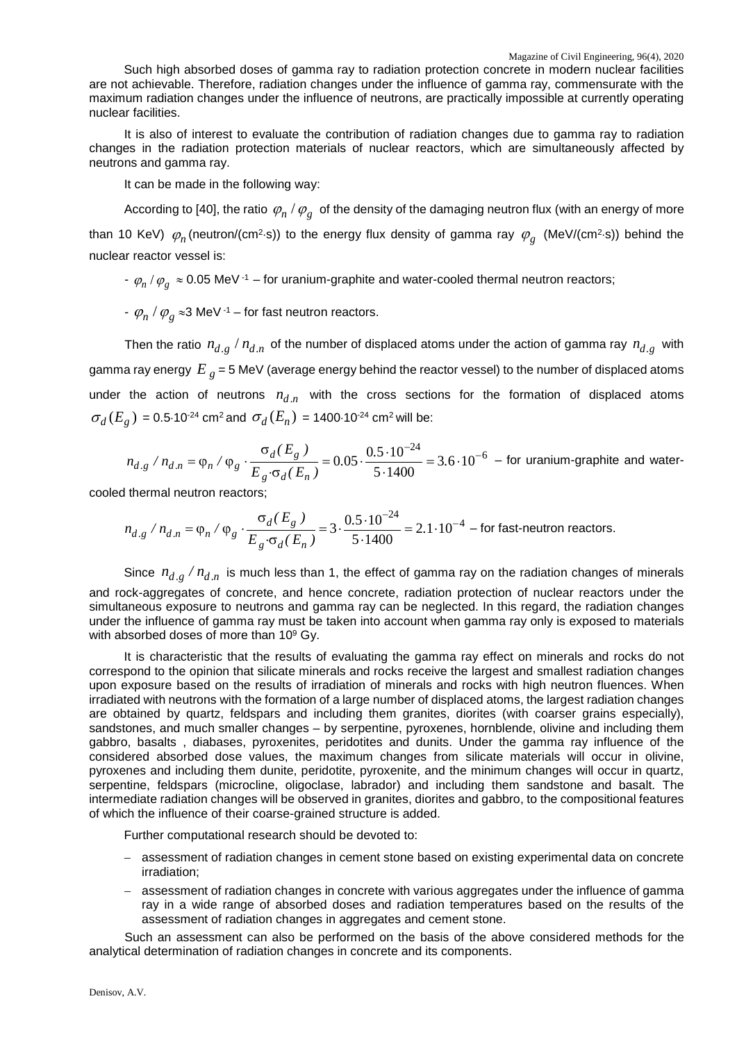Such high absorbed doses of gamma ray to radiation protection concrete in modern nuclear facilities are not achievable. Therefore, radiation changes under the influence of gamma ray, commensurate with the maximum radiation changes under the influence of neutrons, are practically impossible at currently operating nuclear facilities.

It is also of interest to evaluate the contribution of radiation changes due to gamma ray to radiation changes in the radiation protection materials of nuclear reactors, which are simultaneously affected by neutrons and gamma ray.

It can be made in the following way:

According to [40], the ratio $\varphi_n / \varphi_g$ of the density of the damaging neutron flux (with an energy of more than 10 KeV) $\varphi_n$ (neutron/(cm²·s)) to the energy flux density of gamma ray $\varphi_g$ (MeV/(cm²·s)) behind the nuclear reactor vessel is:

- $\varphi_n / \varphi_g \approx 0.05$ MeV$^{-1}$ – for uranium-graphite and water-cooled thermal neutron reactors;
- $\varphi_n / \varphi_g \approx 3$ MeV$^{-1}$ – for fast neutron reactors.

Then the ratio $n_{d.g} / n_{d.n}$ of the number of displaced atoms under the action of gamma ray $n_{d.g}$ with gamma ray energy $E_g$ = 5 MeV (average energy behind the reactor vessel) to the number of displaced atoms under the action of neutrons $n_{d.n}$ with the cross sections for the formation of displaced atoms $\sigma_d(E_g)$ = 0.5·10⁻²⁴ cm² and $\sigma_d(E_n)$ = 1400·10⁻²⁴ cm² will be:

$$n_{d.g} / n_{d.n} = \varphi_n / \varphi_g \cdot \frac{\sigma_d(E_g)}{E_g \cdot \sigma_d(E_n)} = 0.05 \cdot \frac{0.5 \cdot 10^{-24}}{5 \cdot 1400} = 3.6 \cdot 10^{-6}$$ – for uranium-graphite and water-cooled thermal neutron reactors;

$$n_{d.g} / n_{d.n} = \varphi_n / \varphi_g \cdot \frac{\sigma_d(E_g)}{E_g \cdot \sigma_d(E_n)} = 3 \cdot \frac{0.5 \cdot 10^{-24}}{5 \cdot 1400} = 2.1 \cdot 10^{-4}$$ – for fast-neutron reactors.

Since $n_{d.g} / n_{d.n}$ is much less than 1, the effect of gamma ray on the radiation changes of minerals and rock-aggregates of concrete, and hence concrete, radiation protection of nuclear reactors under the simultaneous exposure to neutrons and gamma ray can be neglected. In this regard, the radiation changes under the influence of gamma ray must be taken into account when gamma ray only is exposed to materials with absorbed doses of more than $10^9$ Gy.

It is characteristic that the results of evaluating the gamma ray effect on minerals and rocks do not correspond to the opinion that silicate minerals and rocks receive the largest and smallest radiation changes upon exposure based on the results of irradiation of minerals and rocks with high neutron fluences. When irradiated with neutrons with the formation of a large number of displaced atoms, the largest radiation changes are obtained by quartz, feldspars and including them granites, diorites (with coarser grains especially), sandstones, and much smaller changes – by serpentine, pyroxenes, hornblende, olivine and including them gabbro, basalts , diabases, pyroxenites, peridotites and dunits. Under the gamma ray influence of the considered absorbed dose values, the maximum changes from silicate materials will occur in olivine, pyroxenes and including them dunite, peridotite, pyroxenite, and the minimum changes will occur in quartz, serpentine, feldspars (microcline, oligoclase, labrador) and including them sandstone and basalt. The intermediate radiation changes will be observed in granites, diorites and gabbro, to the compositional features of which the influence of their coarse-grained structure is added.

Further computational research should be devoted to:

- assessment of radiation changes in cement stone based on existing experimental data on concrete irradiation;
- assessment of radiation changes in concrete with various aggregates under the influence of gamma ray in a wide range of absorbed doses and radiation temperatures based on the results of the assessment of radiation changes in aggregates and cement stone.

Such an assessment can also be performed on the basis of the above considered methods for the analytical determination of radiation changes in concrete and its components.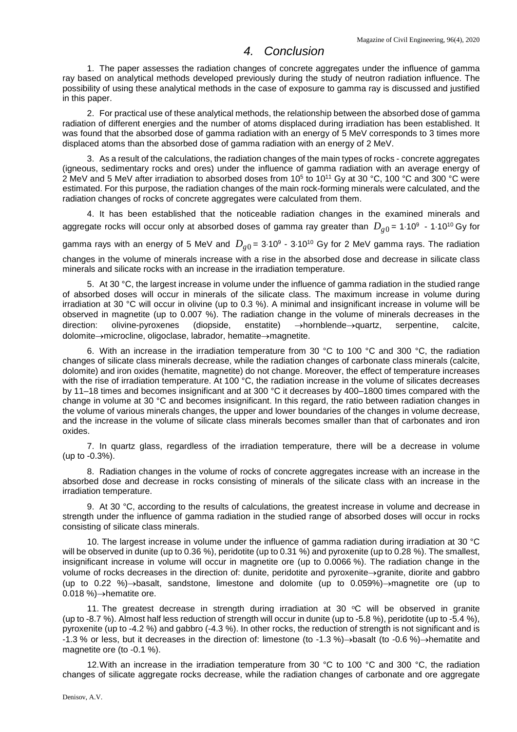# 4. Conclusion

1. The paper assesses the radiation changes of concrete aggregates under the influence of gamma ray based on analytical methods developed previously during the study of neutron radiation influence. The possibility of using these analytical methods in the case of exposure to gamma ray is discussed and justified in this paper.

2. For practical use of these analytical methods, the relationship between the absorbed dose of gamma radiation of different energies and the number of atoms displaced during irradiation has been established. It was found that the absorbed dose of gamma radiation with an energy of 5 MeV corresponds to 3 times more displaced atoms than the absorbed dose of gamma radiation with an energy of 2 MeV.

3. As a result of the calculations, the radiation changes of the main types of rocks - concrete aggregates (igneous, sedimentary rocks and ores) under the influence of gamma radiation with an average energy of 2 MeV and 5 MeV after irradiation to absorbed doses from $10^5$ to $10^{11}$ Gy at 30 °C, 100 °C and 300 °C were estimated. For this purpose, the radiation changes of the main rock-forming minerals were calculated, and the radiation changes of rocks of concrete aggregates were calculated from them.

4. It has been established that the noticeable radiation changes in the examined minerals and aggregate rocks will occur only at absorbed doses of gamma ray greater than $D_{g0} = 1 \cdot 10^9$ - $1 \cdot 10^{10}$ Gy for gamma rays with an energy of 5 MeV and $D_{g0} = 3 \cdot 10^9$ - $3 \cdot 10^{10}$ Gy for 2 MeV gamma rays. The radiation changes in the volume of minerals increase with a rise in the absorbed dose and decrease in silicate class minerals and silicate rocks with an increase in the irradiation temperature.

5. At 30 °C, the largest increase in volume under the influence of gamma radiation in the studied range of absorbed doses will occur in minerals of the silicate class. The maximum increase in volume during irradiation at 30 °C will occur in olivine (up to 0.3 %). A minimal and insignificant increase in volume will be observed in magnetite (up to 0.007 %). The radiation change in the volume of minerals decreases in the direction: olivine-pyroxenes (diopside, enstatite) →hornblende→quartz, serpentine, calcite, dolomite→microcline, oligoclase, labrador, hematite→magnetite.

6. With an increase in the irradiation temperature from 30 °C to 100 °C and 300 °C, the radiation changes of silicate class minerals decrease, while the radiation changes of carbonate class minerals (calcite, dolomite) and iron oxides (hematite, magnetite) do not change. Moreover, the effect of temperature increases with the rise of irradiation temperature. At 100 °C, the radiation increase in the volume of silicates decreases by 11–18 times and becomes insignificant and at 300 °C it decreases by 400–1800 times compared with the change in volume at 30 °C and becomes insignificant. In this regard, the ratio between radiation changes in the volume of various minerals changes, the upper and lower boundaries of the changes in volume decrease, and the increase in the volume of silicate class minerals becomes smaller than that of carbonates and iron oxides.

7. In quartz glass, regardless of the irradiation temperature, there will be a decrease in volume (up to -0.3%).

8. Radiation changes in the volume of rocks of concrete aggregates increase with an increase in the absorbed dose and decrease in rocks consisting of minerals of the silicate class with an increase in the irradiation temperature.

9. At 30 °C, according to the results of calculations, the greatest increase in volume and decrease in strength under the influence of gamma radiation in the studied range of absorbed doses will occur in rocks consisting of silicate class minerals.

10. The largest increase in volume under the influence of gamma radiation during irradiation at 30 °C will be observed in dunite (up to 0.36 %), peridotite (up to 0.31 %) and pyroxenite (up to 0.28 %). The smallest, insignificant increase in volume will occur in magnetite ore (up to 0.0066 %). The radiation change in the volume of rocks decreases in the direction of: dunite, peridotite and pyroxenite→granite, diorite and gabbro (up to 0.22 %)→basalt, sandstone, limestone and dolomite (up to 0.059%)→magnetite ore (up to 0.018 %)→hematite ore.

11. The greatest decrease in strength during irradiation at 30 °C will be observed in granite (up to -8.7 %). Almost half less reduction of strength will occur in dunite (up to -5.8 %), peridotite (up to -5.4 %), pyroxenite (up to -4.2 %) and gabbro (-4.3 %). In other rocks, the reduction of strength is not significant and is -1.3 % or less, but it decreases in the direction of: limestone (to -1.3 %)→basalt (to -0.6 %)→hematite and magnetite ore (to -0.1 %).

12. With an increase in the irradiation temperature from 30 °C to 100 °C and 300 °C, the radiation changes of silicate aggregate rocks decrease, while the radiation changes of carbonate and ore aggregate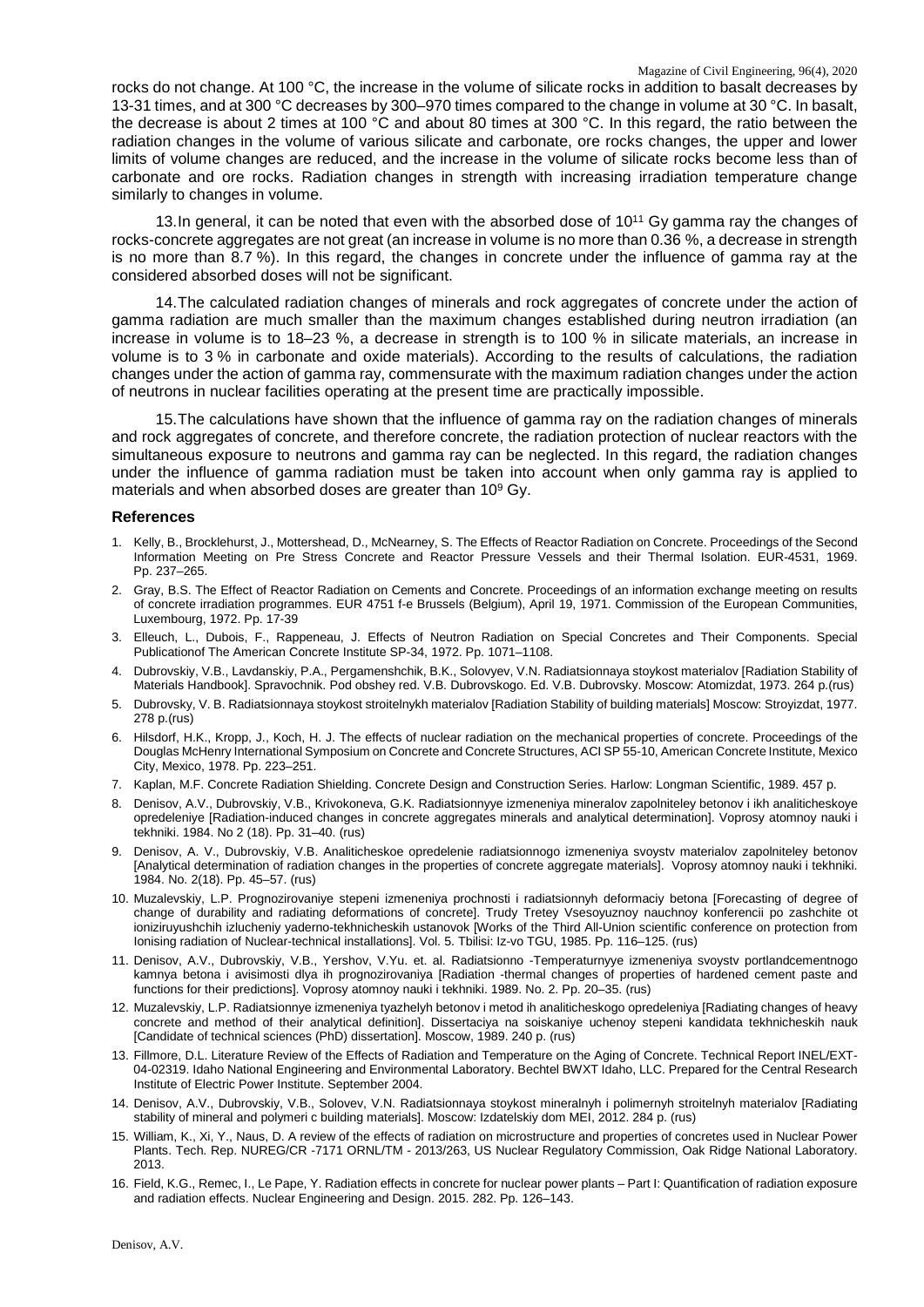rocks do not change. At 100 °C, the increase in the volume of silicate rocks in addition to basalt decreases by 13-31 times, and at 300 °C decreases by 300–970 times compared to the change in volume at 30 °C. In basalt, the decrease is about 2 times at 100 °C and about 80 times at 300 °C. In this regard, the ratio between the radiation changes in the volume of various silicate and carbonate, ore rocks changes, the upper and lower limits of volume changes are reduced, and the increase in the volume of silicate rocks become less than of carbonate and ore rocks. Radiation changes in strength with increasing irradiation temperature change similarly to changes in volume.

13. In general, it can be noted that even with the absorbed dose of $10^{11}$ Gy gamma ray the changes of rocks-concrete aggregates are not great (an increase in volume is no more than 0.36 %, a decrease in strength is no more than 8.7 %). In this regard, the changes in concrete under the influence of gamma ray at the considered absorbed doses will not be significant.

14. The calculated radiation changes of minerals and rock aggregates of concrete under the action of gamma radiation are much smaller than the maximum changes established during neutron irradiation (an increase in volume is to 18–23 %, a decrease in strength is to 100 % in silicate materials, an increase in volume is to 3 % in carbonate and oxide materials). According to the results of calculations, the radiation changes under the action of gamma ray, commensurate with the maximum radiation changes under the action of neutrons in nuclear facilities operating at the present time are practically impossible.

15. The calculations have shown that the influence of gamma ray on the radiation changes of minerals and rock aggregates of concrete, and therefore concrete, the radiation protection of nuclear reactors with the simultaneous exposure to neutrons and gamma ray can be neglected. In this regard, the radiation changes under the influence of gamma radiation must be taken into account when only gamma ray is applied to materials and when absorbed doses are greater than $10^9$ Gy.

### References

1. Kelly, B., Brocklehurst, J., Mottershead, D., McNearney, S. The Effects of Reactor Radiation on Concrete. Proceedings of the Second Information Meeting on Pre Stress Concrete and Reactor Pressure Vessels and their Thermal Isolation. EUR-4531, 1969. Pp. 237–265.
2. Gray, B.S. The Effect of Reactor Radiation on Cements and Concrete. Proceedings of an information exchange meeting on results of concrete irradiation programmes. EUR 4751 f-e Brussels (Belgium), April 19, 1971. Commission of the European Communities, Luxembourg, 1972. Pp. 17-39
3. Elleuch, L., Dubois, F., Rappeneau, J. Effects of Neutron Radiation on Special Concretes and Their Components. Special Publicationof The American Concrete Institute SP-34, 1972. Pp. 1071–1108.
4. Dubrovskiy, V.B., Lavdanskiy, P.A., Pergamenshchik, B.K., Solovyev, V.N. Radiatsionnaya stoykost materialov [Radiation Stability of Materials Handbook]. Spravochnik. Pod obshey red. V.B. Dubrovskogo. Ed. V.B. Dubrovsky. Moscow: Atomizdat, 1973. 264 p.(rus)
5. Dubrovsky, V. B. Radiatsionnaya stoykost stroitelnykh materialov [Radiation Stability of building materials] Moscow: Stroyizdat, 1977. 278 p.(rus)
6. Hilsdorf, H.K., Kropp, J., Koch, H. J. The effects of nuclear radiation on the mechanical properties of concrete. Proceedings of the Douglas McHenry International Symposium on Concrete and Concrete Structures, ACI SP 55-10, American Concrete Institute, Mexico City, Mexico, 1978. Pp. 223–251.
7. Kaplan, M.F. Concrete Radiation Shielding. Concrete Design and Construction Series. Harlow: Longman Scientific, 1989. 457 p.
8. Denisov, A.V., Dubrovskiy, V.B., Krivokoneva, G.K. Radiatsionnyye izmeneniya mineralov zapolniteley betonov i ikh analiticheskoye opredeleniye [Radiation-induced changes in concrete aggregates minerals and analytical determination]. Voprosy atomnoy nauki i tekhniki. 1984. No 2 (18). Pp. 31–40. (rus)
9. Denisov, A. V., Dubrovskiy, V.B. Analiticheskoe opredelenie radiatsionnogo izmeneniya svoystv materialov zapolniteley betonov [Analytical determination of radiation changes in the properties of concrete aggregate materials]. Voprosy atomnoy nauki i tekhniki. 1984. No. 2(18). Pp. 45–57. (rus)
10. Muzalevskiy, L.P. Prognozirovaniye stepeni izmeneniya prochnosti i radiatsionnyh deformaciy betona [Forecasting of degree of change of durability and radiating deformations of concrete]. Trudy Tretey Vsesoyuznoy nauchnoy konferencii po zashchite ot ioniziruyushchih izlucheniy yaderno-tekhnicheskih ustanovok [Works of the Third All-Union scientific conference on protection from Ionising radiation of Nuclear-technical installations]. Vol. 5. Tbilisi: Iz-vo TGU, 1985. Pp. 116–125. (rus)
11. Denisov, A.V., Dubrovskiy, V.B., Yershov, V.Yu. et. al. Radiatsionno -Temperaturnyye izmeneniya svoystv portlandcementnogo kamnya betona i avisimosti dlya ih prognozirovaniya [Radiation -thermal changes of properties of hardened cement paste and functions for their predictions]. Voprosy atomnoy nauki i tekhniki. 1989. No. 2. Pp. 20–35. (rus)
12. Muzalevskiy, L.P. Radiatsionnye izmeneniya tyazhelyh betonov i metod ih analiticheskogo opredeleniya [Radiating changes of heavy concrete and method of their analytical definition]. Dissertaciya na soiskaniye uchenoy stepeni kandidata tekhnicheskih nauk [Candidate of technical sciences (PhD) dissertation]. Moscow, 1989. 240 p. (rus)
13. Fillmore, D.L. Literature Review of the Effects of Radiation and Temperature on the Aging of Concrete. Technical Report INEL/EXT-04-02319. Idaho National Engineering and Environmental Laboratory. Bechtel BWXT Idaho, LLC. Prepared for the Central Research Institute of Electric Power Institute. September 2004.
14. Denisov, A.V., Dubrovskiy, V.B., Solovev, V.N. Radiatsionnaya stoykost mineralnyh i polimernyh stroitelnyh materialov [Radiating stability of mineral and polymeri c building materials]. Moscow: Izdatelskiy dom MEI, 2012. 284 p. (rus)
15. William, K., Xi, Y., Naus, D. A review of the effects of radiation on microstructure and properties of concretes used in Nuclear Power Plants. Tech. Rep. NUREG/CR -7171 ORNL/TM - 2013/263, US Nuclear Regulatory Commission, Oak Ridge National Laboratory. 2013.
16. Field, K.G., Remec, I., Le Pape, Y. Radiation effects in concrete for nuclear power plants – Part I: Quantification of radiation exposure and radiation effects. Nuclear Engineering and Design. 2015. 282. Pp. 126–143.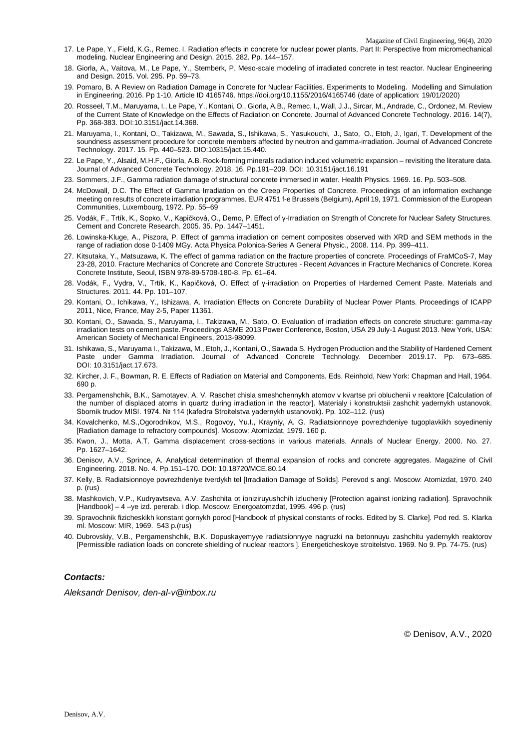17. Le Pape, Y., Field, K.G., Remec, I. Radiation effects in concrete for nuclear power plants, Part II: Perspective from micromechanical modeling. Nuclear Engineering and Design. 2015. 282. Pp. 144–157.
18. Giorla, A., Vaitova, M., Le Pape, Y., Stemberk, P. Meso-scale modeling of irradiated concrete in test reactor. Nuclear Engineering and Design. 2015. Vol. 295. Pp. 59–73.
19. Pomaro, B. A Review on Radiation Damage in Concrete for Nuclear Facilities. Experiments to Modeling. Modelling and Simulation in Engineering. 2016. Pp 1-10. Article ID 4165746. https://doi.org/10.1155/2016/4165746 (date of application: 19/01/2020)
20. Rosseel, T.M., Maruyama, I., Le Pape, Y., Kontani, O., Giorla, A.B., Remec, I., Wall, J.J., Sircar, M., Andrade, C., Ordonez, M. Review of the Current State of Knowledge on the Effects of Radiation on Concrete. Journal of Advanced Concrete Technology. 2016. 14(7), Pp. 368-383. DOI:10.3151/jact.14.368.
21. Maruyama, I., Kontani, O., Takizawa, M., Sawada, S., Ishikawa, S., Yasukouchi, J., Sato, O., Etoh, J., Igari, T. Development of the soundness assessment procedure for concrete members affected by neutron and gamma-irradiation. Journal of Advanced Concrete Technology. 2017. 15. Pp. 440–523. DIO:10315/jact.15.440.
22. Le Pape, Y., Alsaid, M.H.F., Giorla, A.B. Rock-forming minerals radiation induced volumetric expansion – revisiting the literature data. Journal of Advanced Concrete Technology. 2018. 16. Pp.191–209. DOI: 10.3151/jact.16.191
23. Sommers, J.F., Gamma radiation damage of structural concrete immersed in water. Health Physics. 1969. 16. Pp. 503–508.
24. McDowall, D.C. The Effect of Gamma Irradiation on the Creep Properties of Concrete. Proceedings of an information exchange meeting on results of concrete irradiation programmes. EUR 4751 f-e Brussels (Belgium), April 19, 1971. Commission of the European Communities, Luxembourg, 1972. Pp. 55–69
25. Vodák, F., Trtík, K., Sopko, V., Kapičková, O., Demo, P. Effect of γ-Irradiation on Strength of Concrete for Nuclear Safety Structures. Cement and Concrete Research. 2005. 35. Pp. 1447–1451.
26. Lowinska-Kluge, A., Piszora, P. Effect of gamma irradiation on cement composites observed with XRD and SEM methods in the range of radiation dose 0-1409 MGy. Acta Physica Polonica-Series A General Physic., 2008. 114. Pp. 399–411.
27. Kitsutaka, Y., Matsuzawa, K. The effect of gamma radiation on the fracture properties of concrete. Proceedings of FraMCoS-7, May 23-28, 2010. Fracture Mechanics of Concrete and Concrete Structures - Recent Advances in Fracture Mechanics of Concrete. Korea Concrete Institute, Seoul, ISBN 978-89-5708-180-8. Pp. 61–64.
28. Vodák, F., Vydra, V., Trtík, K., Kapičková, O. Effect of γ-irradiation on Properties of Harderned Cement Paste. Materials and Structures. 2011. 44. Pp. 101–107.
29. Kontani, O., Ichikawa, Y., Ishizawa, A. Irradiation Effects on Concrete Durability of Nuclear Power Plants. Proceedings of ICAPP 2011, Nice, France, May 2-5, Paper 11361.
30. Kontani, O., Sawada, S., Maruyama, I., Takizawa, M., Sato, O. Evaluation of irradiation effects on concrete structure: gamma-ray irradiation tests on cement paste. Proceedings ASME 2013 Power Conference, Boston, USA 29 July-1 August 2013. New York, USA: American Society of Mechanical Engineers, 2013-98099.
31. Ishikawa, S., Maruyama I., Takizawa, M., Etoh, J., Kontani, O., Sawada S. Hydrogen Production and the Stability of Hardened Cement Paste under Gamma Irradiation. Journal of Advanced Concrete Technology. December 2019.17. Pp. 673–685. DOI: 10.3151/jact.17.673.
32. Kircher, J. F., Bowman, R. E. Effects of Radiation on Material and Components. Eds. Reinhold, New York: Chapman and Hall, 1964. 690 p.
33. Pergamenshchik, B.K., Samotayev, A. V. Raschet chisla smeshchennykh atomov v kvartse pri obluchenii v reaktore [Calculation of the number of displaced atoms in quartz during irradiation in the reactor]. Materialy i konstruktsii zashchit yadernykh ustanovok. Sbornik trudov MISI. 1974. № 114 (kafedra Stroitelstva yadernykh ustanovok). Pp. 102–112. (rus)
34. Kovalchenko, M.S.,Ogorodnikov, M.S., Rogovoy, Yu.I., Krayniy, A. G. Radiatsionnoye povrezhdeniye tugoplavkikh soyedineniy [Radiation damage to refractory compounds]. Moscow: Atomizdat, 1979. 160 p.
35. Kwon, J., Motta, A.T. Gamma displacement cross-sections in various materials. Annals of Nuclear Energy. 2000. No. 27. Pp. 1627–1642.
36. Denisov, A.V., Sprince, A. Analytical determination of thermal expansion of rocks and concrete aggregates. Magazine of Civil Engineering. 2018. No. 4. Pp.151–170. DOI: 10.18720/MCE.80.14
37. Kelly, B. Radiatsionnoye povrezhdeniye tverdykh tel [Irradiation Damage of Solids]. Perevod s angl. Moscow: Atomizdat, 1970. 240 p. (rus)
38. Mashkovich, V.P., Kudryavtseva, A.V. Zashchita ot ioniziruyushchih izlucheniy [Protection against ionizing radiation]. Spravochnik [Handbook] – 4 –ye izd. pererab. i dlop. Moscow: Energoatomzdat, 1995. 496 p. (rus)
39. Spravochnik fizicheskikh konstant gornykh porod [Handbook of physical constants of rocks. Edited by S. Clarke]. Pod red. S. Klarka ml. Moscow: MIR, 1969. 543 p.(rus)
40. Dubrovskiy, V.B., Pergamenshchik, B.K. Dopuskayemyye radiatsionnyye nagruzki na betonnuyu zashchitu yadernykh reaktorov [Permissible radiation loads on concrete shielding of nuclear reactors ]. Energeticheskoye stroitelstvo. 1969. No 9. Pp. 74-75. (rus)

***Contacts:***

*Aleksandr Denisov, den-al-v@inbox.ru*

© Denisov, A.V., 2020